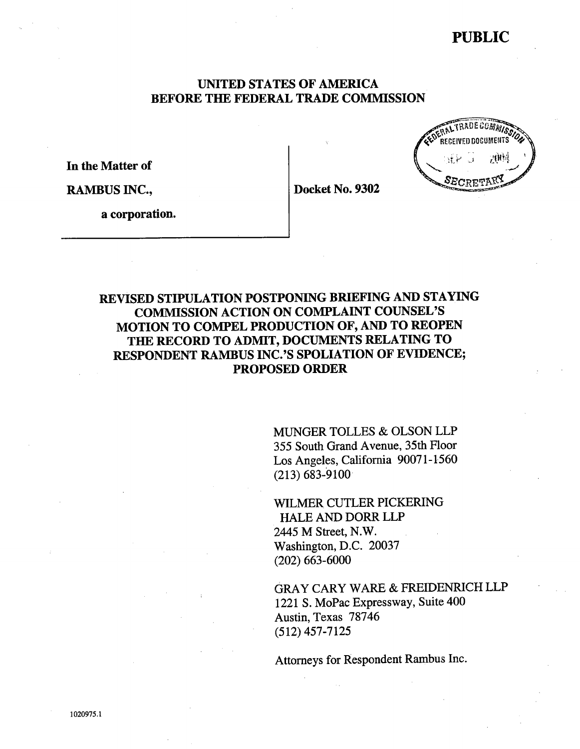**PUBLIC**

**UNITED STATES OF AMERICA**
**BEFORE THE FEDERAL TRADE COMMISSION**

FEDERAL TRADE COMMISSION RECEIVED DOCUMENTS SEP 3 2004 SECRETARY

| | |
|---|---|
| **In the Matter of**<br><br>**RAMBUS INC.,**<br><br>**a corporation.** | **Docket No. 9302** |

**REVISED STIPULATION POSTPONING BRIEFING AND STAYING COMMISSION ACTION ON COMPLAINT COUNSEL'S MOTION TO COMPEL PRODUCTION OF, AND TO REOPEN THE RECORD TO ADMIT, DOCUMENTS RELATING TO RESPONDENT RAMBUS INC.'S SPOLIATION OF EVIDENCE; PROPOSED ORDER**

MUNGER TOLLES & OLSON LLP
355 South Grand Avenue, 35th Floor
Los Angeles, California 90071-1560
(213) 683-9100

WILMER CUTLER PICKERING
HALE AND DORR LLP
2445 M Street, N.W.
Washington, D.C. 20037
(202) 663-6000

GRAY CARY WARE & FREIDENRICH LLP
1221 S. MoPac Expressway, Suite 400
Austin, Texas 78746
(512) 457-7125

Attorneys for Respondent Rambus Inc.

1020975.1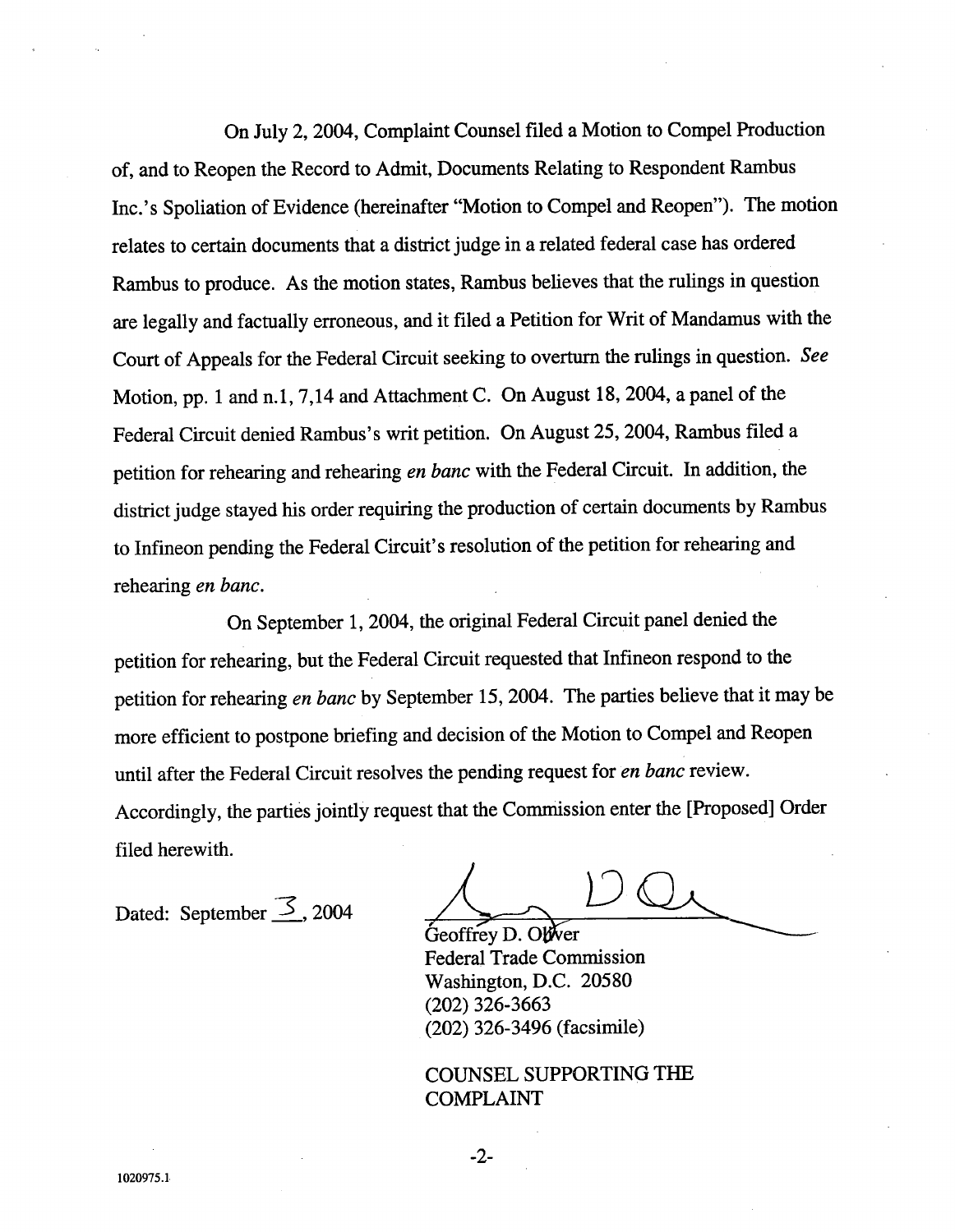On July 2, 2004, Complaint Counsel filed a Motion to Compel Production of, and to Reopen the Record to Admit, Documents Relating to Respondent Rambus Inc.'s Spoliation of Evidence (hereinafter "Motion to Compel and Reopen"). The motion relates to certain documents that a district judge in a related federal case has ordered Rambus to produce. As the motion states, Rambus believes that the rulings in question are legally and factually erroneous, and it filed a Petition for Writ of Mandamus with the Court of Appeals for the Federal Circuit seeking to overturn the rulings in question. *See* Motion, pp. 1 and n.1, 7,14 and Attachment C. On August 18, 2004, a panel of the Federal Circuit denied Rambus's writ petition. On August 25, 2004, Rambus filed a petition for rehearing and rehearing *en banc* with the Federal Circuit. In addition, the district judge stayed his order requiring the production of certain documents by Rambus to Infineon pending the Federal Circuit's resolution of the petition for rehearing and rehearing *en banc*.

On September 1, 2004, the original Federal Circuit panel denied the petition for rehearing, but the Federal Circuit requested that Infineon respond to the petition for rehearing *en banc* by September 15, 2004. The parties believe that it may be more efficient to postpone briefing and decision of the Motion to Compel and Reopen until after the Federal Circuit resolves the pending request for *en banc* review. Accordingly, the parties jointly request that the Commission enter the [Proposed] Order filed herewith.

Dated: September 3, 2004

Geoffrey D. Oliver
Federal Trade Commission
Washington, D.C. 20580
(202) 326-3663
(202) 326-3496 (facsimile)

COUNSEL SUPPORTING THE COMPLAINT

1020975.1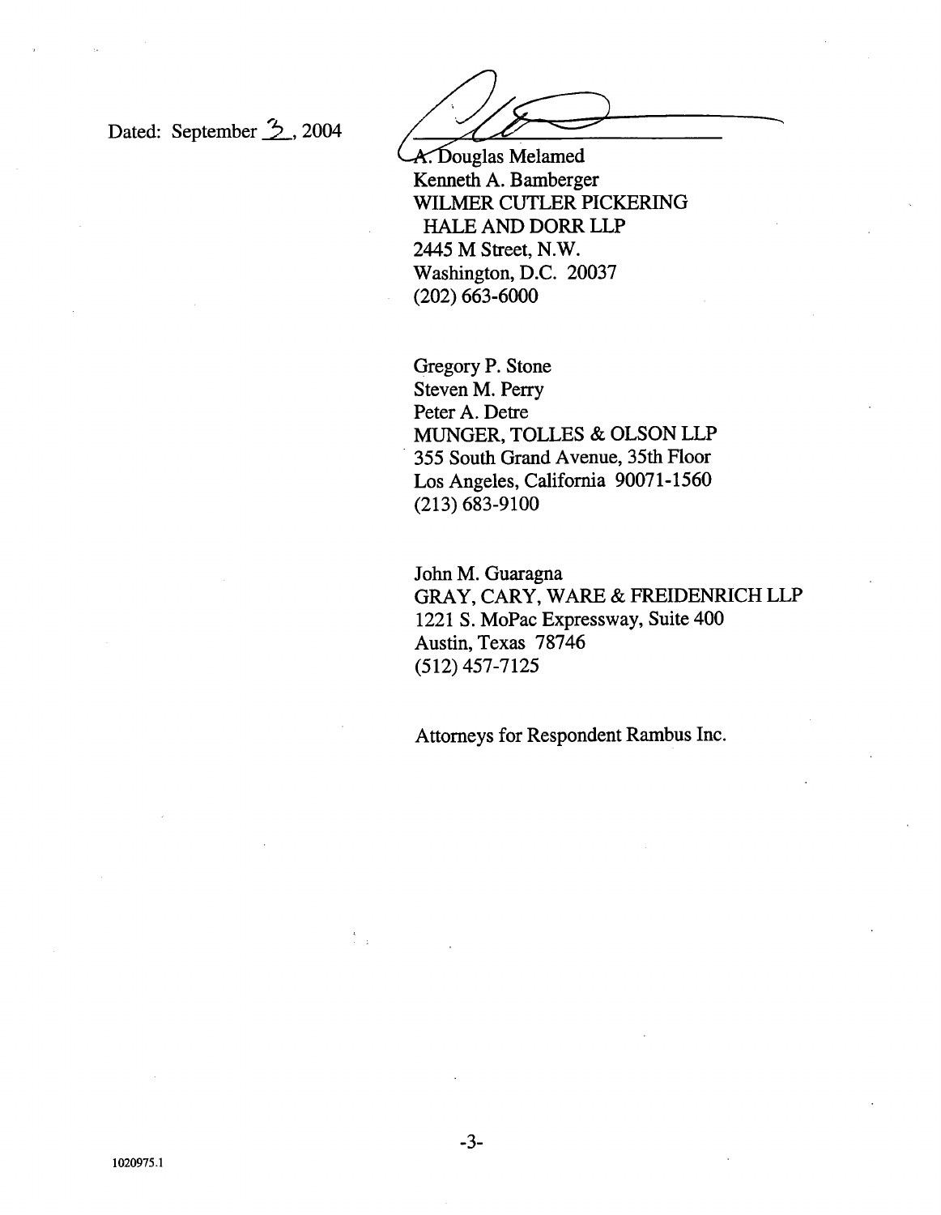Dated: September 3, 2004

A. Douglas Melamed
Kenneth A. Bamberger
WILMER CUTLER PICKERING
HALE AND DORR LLP
2445 M Street, N.W.
Washington, D.C. 20037
(202) 663-6000

Gregory P. Stone
Steven M. Perry
Peter A. Detre
MUNGER, TOLLES & OLSON LLP
355 South Grand Avenue, 35th Floor
Los Angeles, California 90071-1560
(213) 683-9100

John M. Guaragna
GRAY, CARY, WARE & FREIDENRICH LLP
1221 S. MoPac Expressway, Suite 400
Austin, Texas 78746
(512) 457-7125

Attorneys for Respondent Rambus Inc.

1020975.1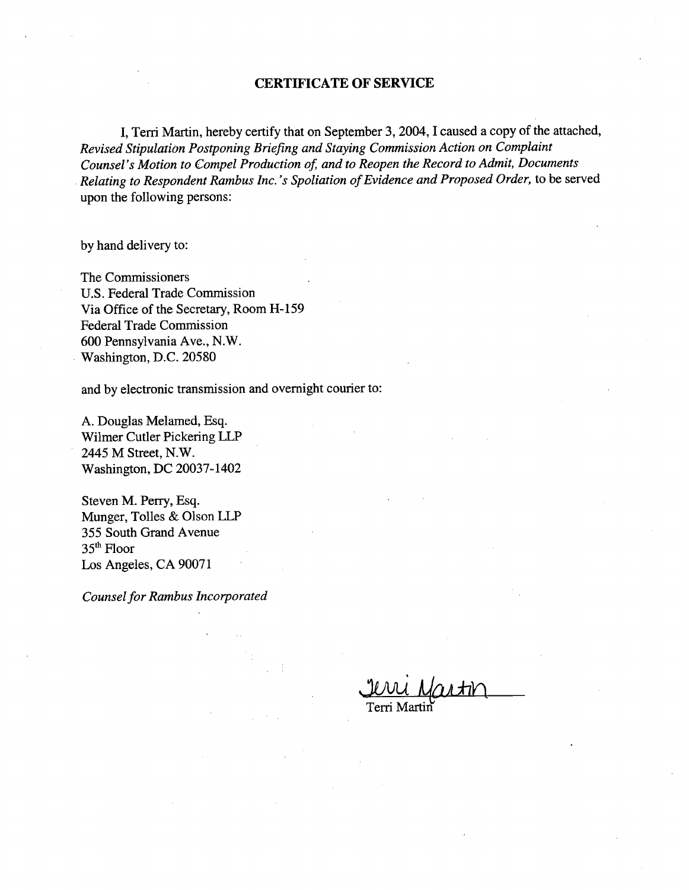## CERTIFICATE OF SERVICE

I, Terri Martin, hereby certify that on September 3, 2004, I caused a copy of the attached, *Revised Stipulation Postponing Briefing and Staying Commission Action on Complaint Counsel's Motion to Compel Production of, and to Reopen the Record to Admit, Documents Relating to Respondent Rambus Inc.'s Spoliation of Evidence and Proposed Order,* to be served upon the following persons:

by hand delivery to:

The Commissioners
U.S. Federal Trade Commission
Via Office of the Secretary, Room H-159
Federal Trade Commission
600 Pennsylvania Ave., N.W.
Washington, D.C. 20580

and by electronic transmission and overnight courier to:

A. Douglas Melamed, Esq.
Wilmer Cutler Pickering LLP
2445 M Street, N.W.
Washington, DC 20037-1402

Steven M. Perry, Esq.
Munger, Tolles & Olson LLP
355 South Grand Avenue
35th Floor
Los Angeles, CA 90071

*Counsel for Rambus Incorporated*

Terri Martin

Terri Martin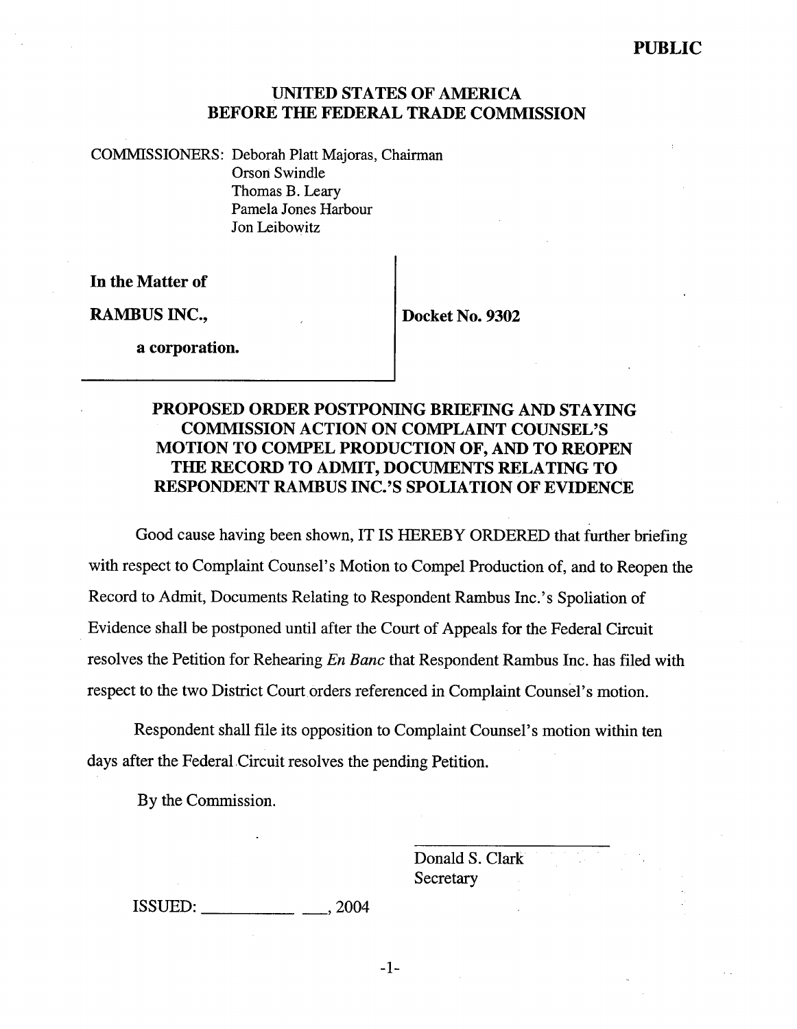**PUBLIC**

**UNITED STATES OF AMERICA**
**BEFORE THE FEDERAL TRADE COMMISSION**

COMMISSIONERS: Deborah Platt Majoras, Chairman
Orson Swindle
Thomas B. Leary
Pamela Jones Harbour
Jon Leibowitz

**In the Matter of**

**RAMBUS INC.,**

**a corporation.**

**Docket No. 9302**

**PROPOSED ORDER POSTPONING BRIEFING AND STAYING COMMISSION ACTION ON COMPLAINT COUNSEL'S MOTION TO COMPEL PRODUCTION OF, AND TO REOPEN THE RECORD TO ADMIT, DOCUMENTS RELATING TO RESPONDENT RAMBUS INC.'S SPOLIATION OF EVIDENCE**

Good cause having been shown, IT IS HEREBY ORDERED that further briefing with respect to Complaint Counsel's Motion to Compel Production of, and to Reopen the Record to Admit, Documents Relating to Respondent Rambus Inc.'s Spoliation of Evidence shall be postponed until after the Court of Appeals for the Federal Circuit resolves the Petition for Rehearing *En Banc* that Respondent Rambus Inc. has filed with respect to the two District Court orders referenced in Complaint Counsel's motion.

Respondent shall file its opposition to Complaint Counsel's motion within ten days after the Federal Circuit resolves the pending Petition.

By the Commission.

Donald S. Clark
Secretary

ISSUED: \_\_\_\_\_\_\_\_\_\_\_ \_\_\_, 2004